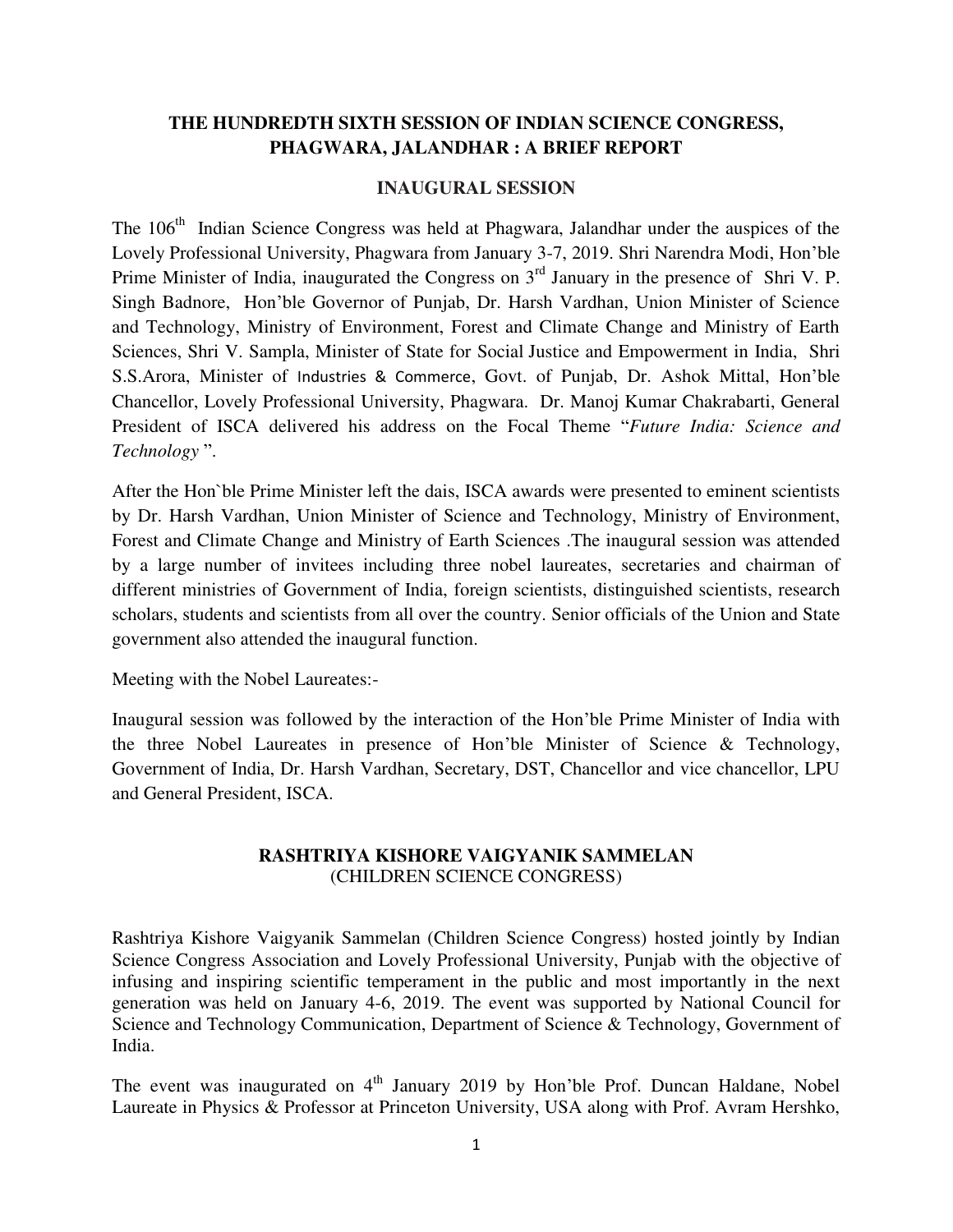# THE HUNDREDTH SIXTH SESSION OF INDIAN SCIENCE CONGRESS, PHAGWARA, JALANDHAR : A BRIEF REPORT

## INAUGURAL SESSION

The 106th Indian Science Congress was held at Phagwara, Jalandhar under the auspices of the Lovely Professional University, Phagwara from January 3-7, 2019. Shri Narendra Modi, Hon'ble Prime Minister of India, inaugurated the Congress on 3rd January in the presence of Shri V. P. Singh Badnore, Hon'ble Governor of Punjab, Dr. Harsh Vardhan, Union Minister of Science and Technology, Ministry of Environment, Forest and Climate Change and Ministry of Earth Sciences, Shri V. Sampla, Minister of State for Social Justice and Empowerment in India, Shri S.S.Arora, Minister of Industries & Commerce, Govt. of Punjab, Dr. Ashok Mittal, Hon'ble Chancellor, Lovely Professional University, Phagwara. Dr. Manoj Kumar Chakrabarti, General President of ISCA delivered his address on the Focal Theme "*Future India: Science and Technology* ".

After the Hon`ble Prime Minister left the dais, ISCA awards were presented to eminent scientists by Dr. Harsh Vardhan, Union Minister of Science and Technology, Ministry of Environment, Forest and Climate Change and Ministry of Earth Sciences .The inaugural session was attended by a large number of invitees including three nobel laureates, secretaries and chairman of different ministries of Government of India, foreign scientists, distinguished scientists, research scholars, students and scientists from all over the country. Senior officials of the Union and State government also attended the inaugural function.

Meeting with the Nobel Laureates:-

Inaugural session was followed by the interaction of the Hon'ble Prime Minister of India with the three Nobel Laureates in presence of Hon'ble Minister of Science & Technology, Government of India, Dr. Harsh Vardhan, Secretary, DST, Chancellor and vice chancellor, LPU and General President, ISCA.

## RASHTRIYA KISHORE VAIGYANIK SAMMELAN
(CHILDREN SCIENCE CONGRESS)

Rashtriya Kishore Vaigyanik Sammelan (Children Science Congress) hosted jointly by Indian Science Congress Association and Lovely Professional University, Punjab with the objective of infusing and inspiring scientific temperament in the public and most importantly in the next generation was held on January 4-6, 2019. The event was supported by National Council for Science and Technology Communication, Department of Science & Technology, Government of India.

The event was inaugurated on 4th January 2019 by Hon'ble Prof. Duncan Haldane, Nobel Laureate in Physics & Professor at Princeton University, USA along with Prof. Avram Hershko,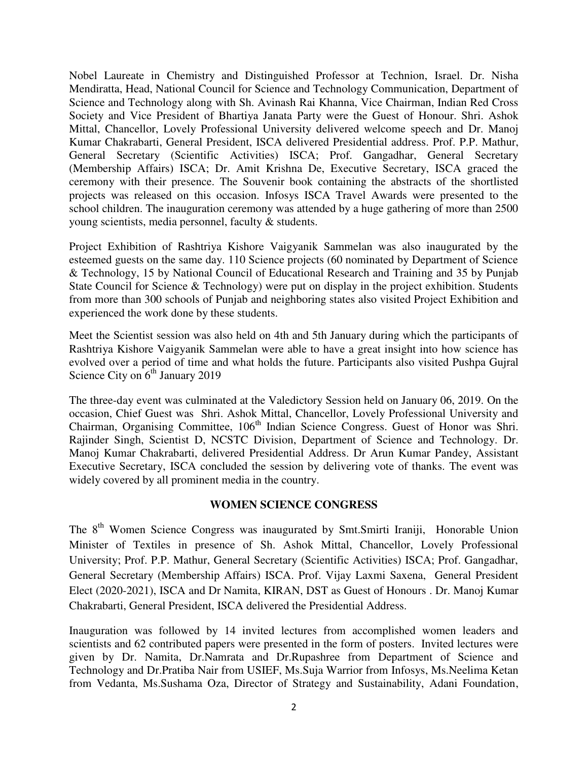Nobel Laureate in Chemistry and Distinguished Professor at Technion, Israel. Dr. Nisha Mendiratta, Head, National Council for Science and Technology Communication, Department of Science and Technology along with Sh. Avinash Rai Khanna, Vice Chairman, Indian Red Cross Society and Vice President of Bhartiya Janata Party were the Guest of Honour. Shri. Ashok Mittal, Chancellor, Lovely Professional University delivered welcome speech and Dr. Manoj Kumar Chakrabarti, General President, ISCA delivered Presidential address. Prof. P.P. Mathur, General Secretary (Scientific Activities) ISCA; Prof. Gangadhar, General Secretary (Membership Affairs) ISCA; Dr. Amit Krishna De, Executive Secretary, ISCA graced the ceremony with their presence. The Souvenir book containing the abstracts of the shortlisted projects was released on this occasion. Infosys ISCA Travel Awards were presented to the school children. The inauguration ceremony was attended by a huge gathering of more than 2500 young scientists, media personnel, faculty & students.

Project Exhibition of Rashtriya Kishore Vaigyanik Sammelan was also inaugurated by the esteemed guests on the same day. 110 Science projects (60 nominated by Department of Science & Technology, 15 by National Council of Educational Research and Training and 35 by Punjab State Council for Science & Technology) were put on display in the project exhibition. Students from more than 300 schools of Punjab and neighboring states also visited Project Exhibition and experienced the work done by these students.

Meet the Scientist session was also held on 4th and 5th January during which the participants of Rashtriya Kishore Vaigyanik Sammelan were able to have a great insight into how science has evolved over a period of time and what holds the future. Participants also visited Pushpa Gujral Science City on 6th January 2019

The three-day event was culminated at the Valedictory Session held on January 06, 2019. On the occasion, Chief Guest was Shri. Ashok Mittal, Chancellor, Lovely Professional University and Chairman, Organising Committee, 106th Indian Science Congress. Guest of Honor was Shri. Rajinder Singh, Scientist D, NCSTC Division, Department of Science and Technology. Dr. Manoj Kumar Chakrabarti, delivered Presidential Address. Dr Arun Kumar Pandey, Assistant Executive Secretary, ISCA concluded the session by delivering vote of thanks. The event was widely covered by all prominent media in the country.

## WOMEN SCIENCE CONGRESS

The 8th Women Science Congress was inaugurated by Smt.Smirti Iraniji, Honorable Union Minister of Textiles in presence of Sh. Ashok Mittal, Chancellor, Lovely Professional University; Prof. P.P. Mathur, General Secretary (Scientific Activities) ISCA; Prof. Gangadhar, General Secretary (Membership Affairs) ISCA. Prof. Vijay Laxmi Saxena, General President Elect (2020-2021), ISCA and Dr Namita, KIRAN, DST as Guest of Honours . Dr. Manoj Kumar Chakrabarti, General President, ISCA delivered the Presidential Address.

Inauguration was followed by 14 invited lectures from accomplished women leaders and scientists and 62 contributed papers were presented in the form of posters. Invited lectures were given by Dr. Namita, Dr.Namrata and Dr.Rupashree from Department of Science and Technology and Dr.Pratiba Nair from USIEF, Ms.Suja Warrior from Infosys, Ms.Neelima Ketan from Vedanta, Ms.Sushama Oza, Director of Strategy and Sustainability, Adani Foundation,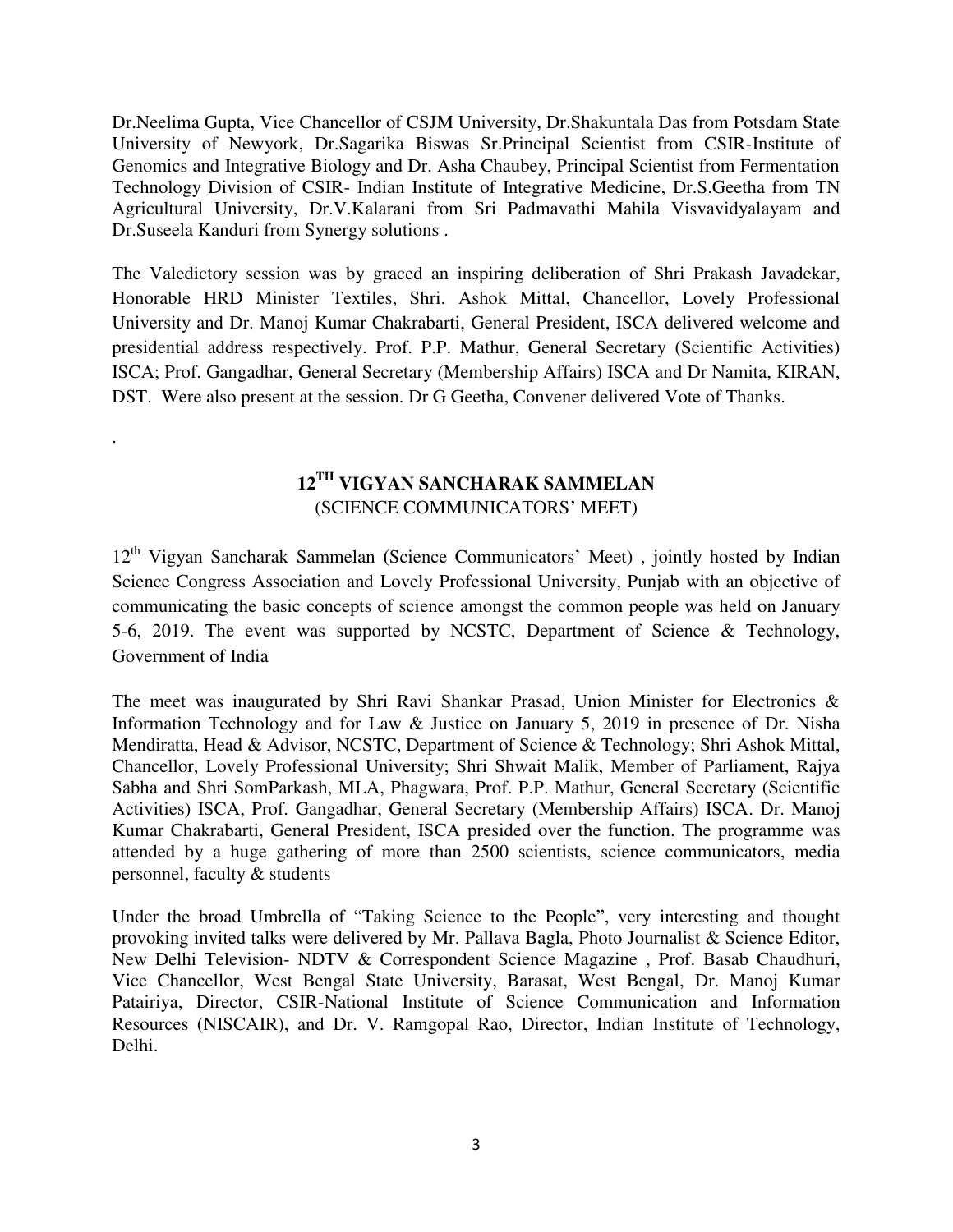Dr.Neelima Gupta, Vice Chancellor of CSJM University, Dr.Shakuntala Das from Potsdam State University of Newyork, Dr.Sagarika Biswas Sr.Principal Scientist from CSIR-Institute of Genomics and Integrative Biology and Dr. Asha Chaubey, Principal Scientist from Fermentation Technology Division of CSIR- Indian Institute of Integrative Medicine, Dr.S.Geetha from TN Agricultural University, Dr.V.Kalarani from Sri Padmavathi Mahila Visvavidyalayam and Dr.Suseela Kanduri from Synergy solutions .

The Valedictory session was by graced an inspiring deliberation of Shri Prakash Javadekar, Honorable HRD Minister Textiles, Shri. Ashok Mittal, Chancellor, Lovely Professional University and Dr. Manoj Kumar Chakrabarti, General President, ISCA delivered welcome and presidential address respectively. Prof. P.P. Mathur, General Secretary (Scientific Activities) ISCA; Prof. Gangadhar, General Secretary (Membership Affairs) ISCA and Dr Namita, KIRAN, DST. Were also present at the session. Dr G Geetha, Convener delivered Vote of Thanks.

.

## 12TH VIGYAN SANCHARAK SAMMELAN

(SCIENCE COMMUNICATORS' MEET)

12th Vigyan Sancharak Sammelan (Science Communicators' Meet) , jointly hosted by Indian Science Congress Association and Lovely Professional University, Punjab with an objective of communicating the basic concepts of science amongst the common people was held on January 5-6, 2019. The event was supported by NCSTC, Department of Science & Technology, Government of India

The meet was inaugurated by Shri Ravi Shankar Prasad, Union Minister for Electronics & Information Technology and for Law & Justice on January 5, 2019 in presence of Dr. Nisha Mendiratta, Head & Advisor, NCSTC, Department of Science & Technology; Shri Ashok Mittal, Chancellor, Lovely Professional University; Shri Shwait Malik, Member of Parliament, Rajya Sabha and Shri SomParkash, MLA, Phagwara, Prof. P.P. Mathur, General Secretary (Scientific Activities) ISCA, Prof. Gangadhar, General Secretary (Membership Affairs) ISCA. Dr. Manoj Kumar Chakrabarti, General President, ISCA presided over the function. The programme was attended by a huge gathering of more than 2500 scientists, science communicators, media personnel, faculty & students

Under the broad Umbrella of "Taking Science to the People", very interesting and thought provoking invited talks were delivered by Mr. Pallava Bagla, Photo Journalist & Science Editor, New Delhi Television- NDTV & Correspondent Science Magazine , Prof. Basab Chaudhuri, Vice Chancellor, West Bengal State University, Barasat, West Bengal, Dr. Manoj Kumar Patairiya, Director, CSIR-National Institute of Science Communication and Information Resources (NISCAIR), and Dr. V. Ramgopal Rao, Director, Indian Institute of Technology, Delhi.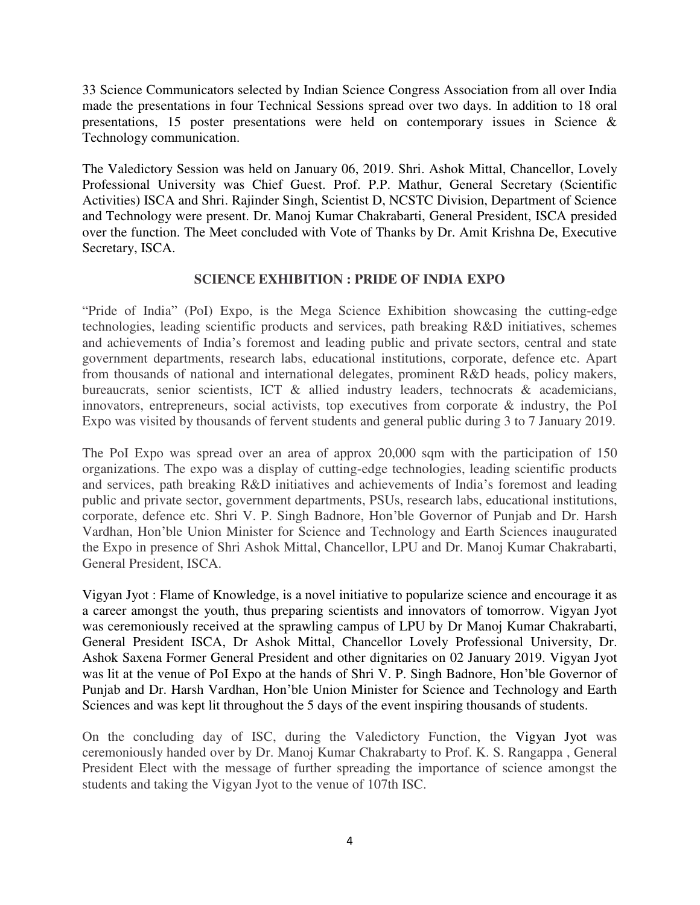33 Science Communicators selected by Indian Science Congress Association from all over India made the presentations in four Technical Sessions spread over two days. In addition to 18 oral presentations, 15 poster presentations were held on contemporary issues in Science & Technology communication.

The Valedictory Session was held on January 06, 2019. Shri. Ashok Mittal, Chancellor, Lovely Professional University was Chief Guest. Prof. P.P. Mathur, General Secretary (Scientific Activities) ISCA and Shri. Rajinder Singh, Scientist D, NCSTC Division, Department of Science and Technology were present. Dr. Manoj Kumar Chakrabarti, General President, ISCA presided over the function. The Meet concluded with Vote of Thanks by Dr. Amit Krishna De, Executive Secretary, ISCA.

## SCIENCE EXHIBITION : PRIDE OF INDIA EXPO

"Pride of India" (PoI) Expo, is the Mega Science Exhibition showcasing the cutting-edge technologies, leading scientific products and services, path breaking R&D initiatives, schemes and achievements of India's foremost and leading public and private sectors, central and state government departments, research labs, educational institutions, corporate, defence etc. Apart from thousands of national and international delegates, prominent R&D heads, policy makers, bureaucrats, senior scientists, ICT & allied industry leaders, technocrats & academicians, innovators, entrepreneurs, social activists, top executives from corporate & industry, the PoI Expo was visited by thousands of fervent students and general public during 3 to 7 January 2019.

The PoI Expo was spread over an area of approx 20,000 sqm with the participation of 150 organizations. The expo was a display of cutting-edge technologies, leading scientific products and services, path breaking R&D initiatives and achievements of India's foremost and leading public and private sector, government departments, PSUs, research labs, educational institutions, corporate, defence etc. Shri V. P. Singh Badnore, Hon'ble Governor of Punjab and Dr. Harsh Vardhan, Hon'ble Union Minister for Science and Technology and Earth Sciences inaugurated the Expo in presence of Shri Ashok Mittal, Chancellor, LPU and Dr. Manoj Kumar Chakrabarti, General President, ISCA.

Vigyan Jyot : Flame of Knowledge, is a novel initiative to popularize science and encourage it as a career amongst the youth, thus preparing scientists and innovators of tomorrow. Vigyan Jyot was ceremoniously received at the sprawling campus of LPU by Dr Manoj Kumar Chakrabarti, General President ISCA, Dr Ashok Mittal, Chancellor Lovely Professional University, Dr. Ashok Saxena Former General President and other dignitaries on 02 January 2019. Vigyan Jyot was lit at the venue of PoI Expo at the hands of Shri V. P. Singh Badnore, Hon'ble Governor of Punjab and Dr. Harsh Vardhan, Hon'ble Union Minister for Science and Technology and Earth Sciences and was kept lit throughout the 5 days of the event inspiring thousands of students.

On the concluding day of ISC, during the Valedictory Function, the Vigyan Jyot was ceremoniously handed over by Dr. Manoj Kumar Chakrabarty to Prof. K. S. Rangappa , General President Elect with the message of further spreading the importance of science amongst the students and taking the Vigyan Jyot to the venue of 107th ISC.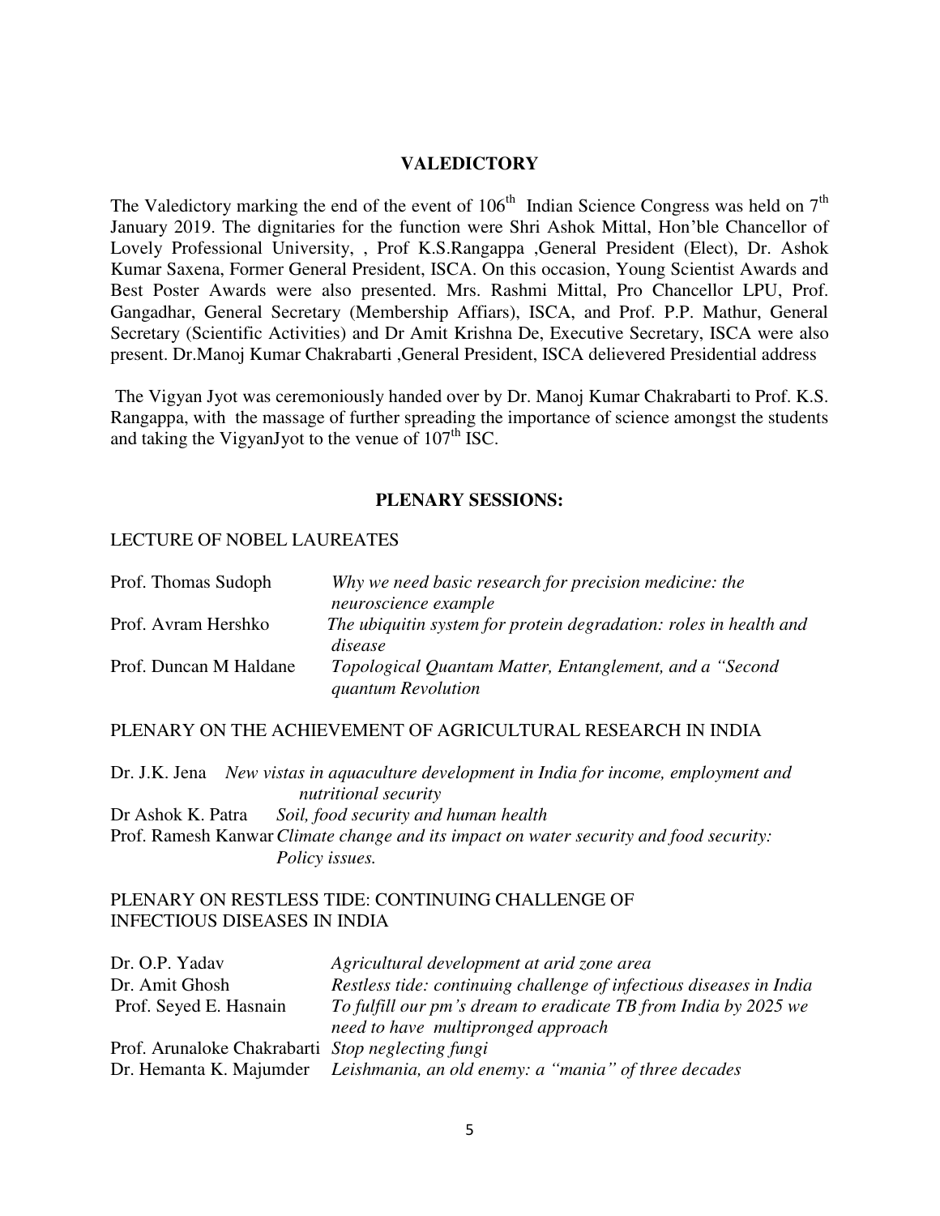## VALEDICTORY

The Valedictory marking the end of the event of 106th Indian Science Congress was held on 7th January 2019. The dignitaries for the function were Shri Ashok Mittal, Hon'ble Chancellor of Lovely Professional University, , Prof K.S.Rangappa ,General President (Elect), Dr. Ashok Kumar Saxena, Former General President, ISCA. On this occasion, Young Scientist Awards and Best Poster Awards were also presented. Mrs. Rashmi Mittal, Pro Chancellor LPU, Prof. Gangadhar, General Secretary (Membership Affiars), ISCA, and Prof. P.P. Mathur, General Secretary (Scientific Activities) and Dr Amit Krishna De, Executive Secretary, ISCA were also present. Dr.Manoj Kumar Chakrabarti ,General President, ISCA delievered Presidential address

The Vigyan Jyot was ceremoniously handed over by Dr. Manoj Kumar Chakrabarti to Prof. K.S. Rangappa, with the massage of further spreading the importance of science amongst the students and taking the VigyanJyot to the venue of 107th ISC.

## PLENARY SESSIONS:

LECTURE OF NOBEL LAUREATES

| | |
|---|---|
| Prof. Thomas Sudoph | *Why we need basic research for precision medicine: the neuroscience example* |
| Prof. Avram Hershko | *The ubiquitin system for protein degradation: roles in health and disease* |
| Prof. Duncan M Haldane | *Topological Quantam Matter, Entanglement, and a "Second quantum Revolution* |

PLENARY ON THE ACHIEVEMENT OF AGRICULTURAL RESEARCH IN INDIA

| | |
|---|---|
| Dr. J.K. Jena | *New vistas in aquaculture development in India for income, employment and nutritional security* |
| Dr Ashok K. Patra | *Soil, food security and human health* |
| Prof. Ramesh Kanwar | *Climate change and its impact on water security and food security: Policy issues.* |

PLENARY ON RESTLESS TIDE: CONTINUING CHALLENGE OF INFECTIOUS DISEASES IN INDIA

| | |
|---|---|
| Dr. O.P. Yadav | *Agricultural development at arid zone area* |
| Dr. Amit Ghosh | *Restless tide: continuing challenge of infectious diseases in India* |
| Prof. Seyed E. Hasnain | *To fulfill our pm's dream to eradicate TB from India by 2025 we need to have multipronged approach* |
| Prof. Arunaloke Chakrabarti | *Stop neglecting fungi* |
| Dr. Hemanta K. Majumder | *Leishmania, an old enemy: a "mania" of three decades* |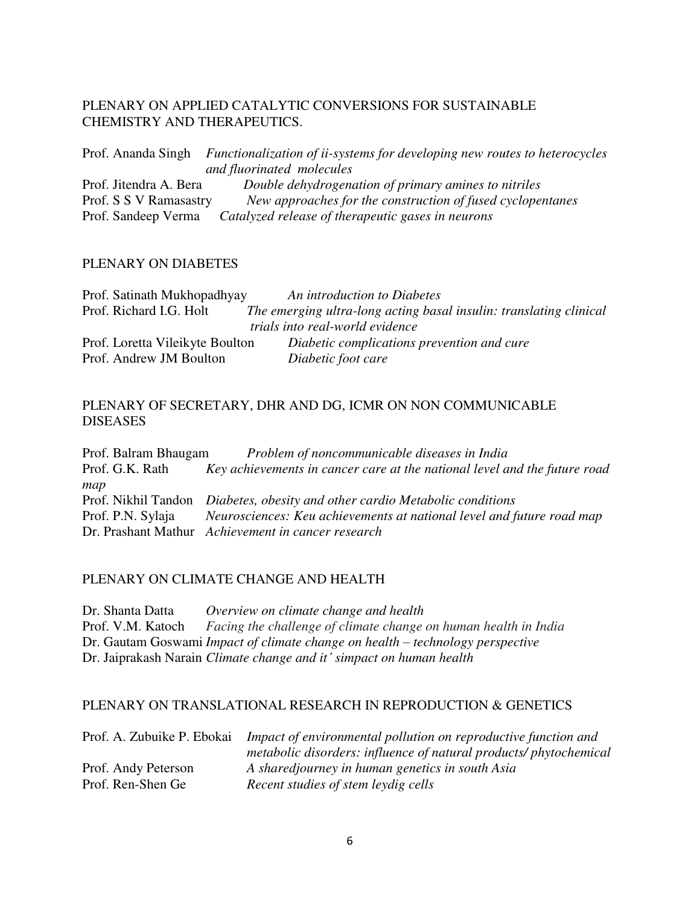## PLENARY ON APPLIED CATALYTIC CONVERSIONS FOR SUSTAINABLE CHEMISTRY AND THERAPEUTICS.

Prof. Ananda Singh *Functionalization of ii-systems for developing new routes to heterocycles and fluorinated molecules*
Prof. Jitendra A. Bera *Double dehydrogenation of primary amines to nitriles*
Prof. S S V Ramasastry *New approaches for the construction of fused cyclopentanes*
Prof. Sandeep Verma *Catalyzed release of therapeutic gases in neurons*

## PLENARY ON DIABETES

Prof. Satinath Mukhopadhyay *An introduction to Diabetes*
Prof. Richard I.G. Holt *The emerging ultra-long acting basal insulin: translating clinical trials into real-world evidence*
Prof. Loretta Vileikyte Boulton *Diabetic complications prevention and cure*
Prof. Andrew JM Boulton *Diabetic foot care*

## PLENARY OF SECRETARY, DHR AND DG, ICMR ON NON COMMUNICABLE DISEASES

Prof. Balram Bhaugam *Problem of noncommunicable diseases in India*
Prof. G.K. Rath *Key achievements in cancer care at the national level and the future road map*
Prof. Nikhil Tandon *Diabetes, obesity and other cardio Metabolic conditions*
Prof. P.N. Sylaja *Neurosciences: Keu achievements at national level and future road map*
Dr. Prashant Mathur *Achievement in cancer research*

## PLENARY ON CLIMATE CHANGE AND HEALTH

Dr. Shanta Datta *Overview on climate change and health*
Prof. V.M. Katoch *Facing the challenge of climate change on human health in India*
Dr. Gautam Goswami *Impact of climate change on health – technology perspective*
Dr. Jaiprakash Narain *Climate change and it' simpact on human health*

## PLENARY ON TRANSLATIONAL RESEARCH IN REPRODUCTION & GENETICS

Prof. A. Zubuike P. Ebokai *Impact of environmental pollution on reproductive function and metabolic disorders: influence of natural products/ phytochemical*
Prof. Andy Peterson *A sharedjourney in human genetics in south Asia*
Prof. Ren-Shen Ge *Recent studies of stem leydig cells*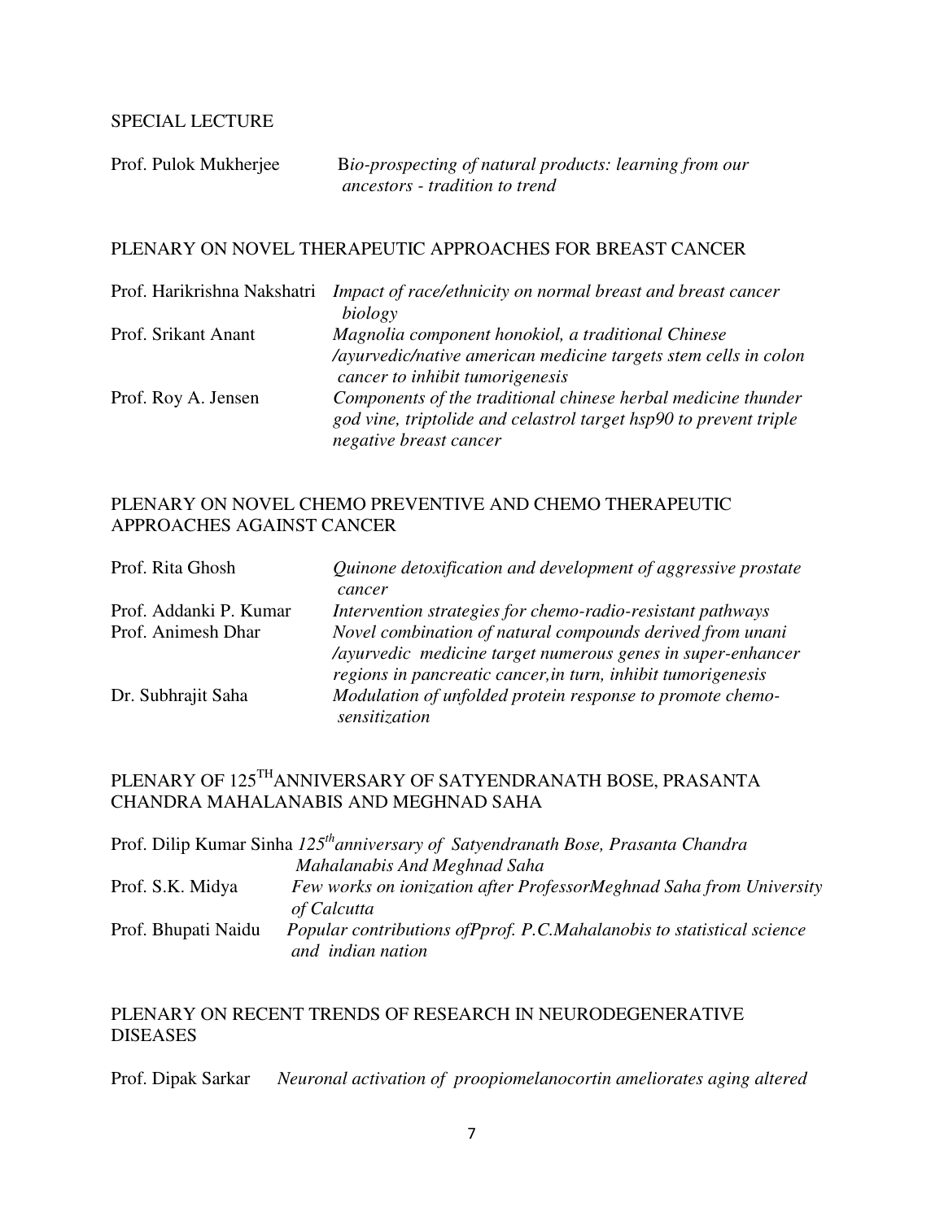SPECIAL LECTURE

| | |
|---|---|
| Prof. Pulok Mukherjee | B*io-prospecting of natural products: learning from our ancestors - tradition to trend* |

PLENARY ON NOVEL THERAPEUTIC APPROACHES FOR BREAST CANCER

| | |
|---|---|
| Prof. Harikrishna Nakshatri | *Impact of race/ethnicity on normal breast and breast cancer biology* |
| Prof. Srikant Anant | *Magnolia component honokiol, a traditional Chinese /ayurvedic/native american medicine targets stem cells in colon cancer to inhibit tumorigenesis* |
| Prof. Roy A. Jensen | *Components of the traditional chinese herbal medicine thunder god vine, triptolide and celastrol target hsp90 to prevent triple negative breast cancer* |

PLENARY ON NOVEL CHEMO PREVENTIVE AND CHEMO THERAPEUTIC APPROACHES AGAINST CANCER

| | |
|---|---|
| Prof. Rita Ghosh | *Quinone detoxification and development of aggressive prostate cancer* |
| Prof. Addanki P. Kumar | *Intervention strategies for chemo-radio-resistant pathways* |
| Prof. Animesh Dhar | *Novel combination of natural compounds derived from unani /ayurvedic medicine target numerous genes in super-enhancer regions in pancreatic cancer,in turn, inhibit tumorigenesis* |
| Dr. Subhrajit Saha | *Modulation of unfolded protein response to promote chemo-sensitization* |

PLENARY OF 125[TH]ANNIVERSARY OF SATYENDRANATH BOSE, PRASANTA CHANDRA MAHALANABIS AND MEGHNAD SAHA

| | |
|---|---|
| Prof. Dilip Kumar Sinha | *125[th]anniversary of Satyendranath Bose, Prasanta Chandra Mahalanabis And Meghnad Saha* |
| Prof. S.K. Midya | *Few works on ionization after ProfessorMeghnad Saha from University of Calcutta* |
| Prof. Bhupati Naidu | *Popular contributions ofPprof. P.C.Mahalanobis to statistical science and indian nation* |

PLENARY ON RECENT TRENDS OF RESEARCH IN NEURODEGENERATIVE DISEASES

| | |
|---|---|
| Prof. Dipak Sarkar | *Neuronal activation of proopiomelanocortin ameliorates aging altered* |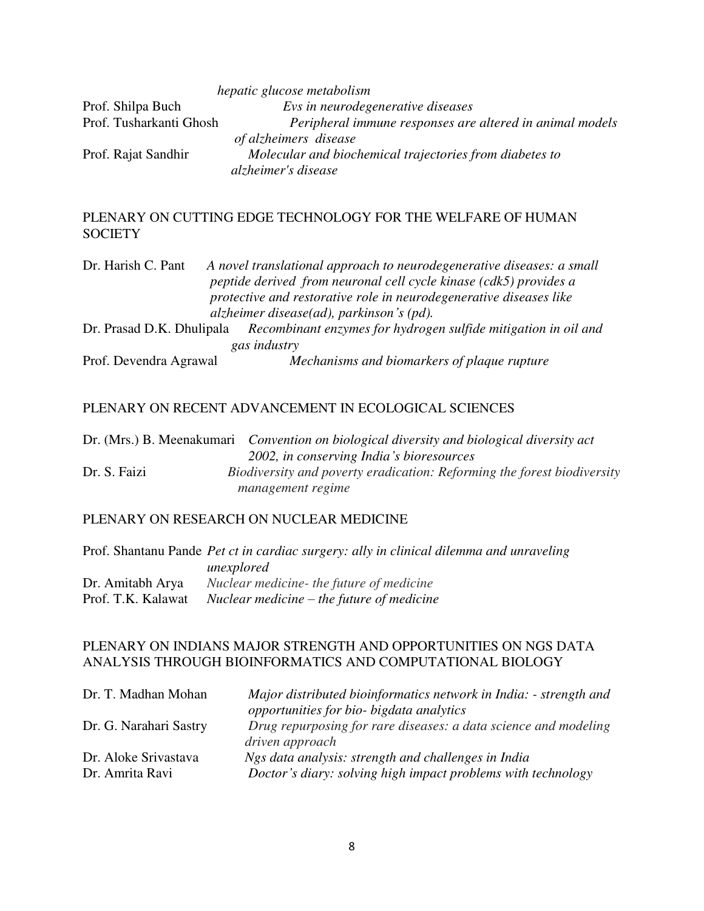*hepatic glucose metabolism*

Prof. Shilpa Buch *Evs in neurodegenerative diseases*

Prof. Tusharkanti Ghosh *Peripheral immune responses are altered in animal models of alzheimers disease*

Prof. Rajat Sandhir *Molecular and biochemical trajectories from diabetes to alzheimer's disease*

## PLENARY ON CUTTING EDGE TECHNOLOGY FOR THE WELFARE OF HUMAN SOCIETY

Dr. Harish C. Pant *A novel translational approach to neurodegenerative diseases: a small peptide derived from neuronal cell cycle kinase (cdk5) provides a protective and restorative role in neurodegenerative diseases like alzheimer disease(ad), parkinson's (pd).*

Dr. Prasad D.K. Dhulipala *Recombinant enzymes for hydrogen sulfide mitigation in oil and gas industry*

Prof. Devendra Agrawal *Mechanisms and biomarkers of plaque rupture*

## PLENARY ON RECENT ADVANCEMENT IN ECOLOGICAL SCIENCES

Dr. (Mrs.) B. Meenakumari *Convention on biological diversity and biological diversity act 2002, in conserving India's bioresources*

Dr. S. Faizi *Biodiversity and poverty eradication: Reforming the forest biodiversity management regime*

## PLENARY ON RESEARCH ON NUCLEAR MEDICINE

Prof. Shantanu Pande *Pet ct in cardiac surgery: ally in clinical dilemma and unraveling unexplored*

Dr. Amitabh Arya *Nuclear medicine- the future of medicine*

Prof. T.K. Kalawat *Nuclear medicine – the future of medicine*

## PLENARY ON INDIANS MAJOR STRENGTH AND OPPORTUNITIES ON NGS DATA ANALYSIS THROUGH BIOINFORMATICS AND COMPUTATIONAL BIOLOGY

Dr. T. Madhan Mohan *Major distributed bioinformatics network in India: - strength and opportunities for bio- bigdata analytics*

Dr. G. Narahari Sastry *Drug repurposing for rare diseases: a data science and modeling driven approach*

Dr. Aloke Srivastava *Ngs data analysis: strength and challenges in India*

Dr. Amrita Ravi *Doctor's diary: solving high impact problems with technology*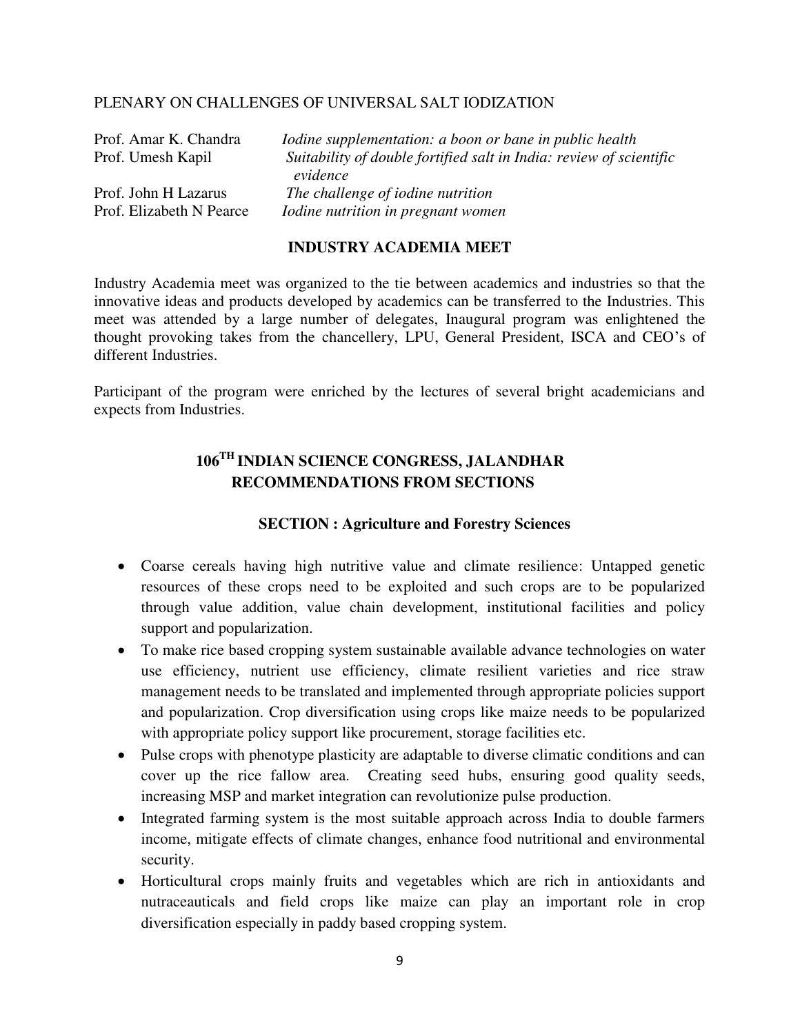PLENARY ON CHALLENGES OF UNIVERSAL SALT IODIZATION

| | |
|---|---|
| Prof. Amar K. Chandra | *Iodine supplementation: a boon or bane in public health* |
| Prof. Umesh Kapil | *Suitability of double fortified salt in India: review of scientific evidence* |
| Prof. John H Lazarus | *The challenge of iodine nutrition* |
| Prof. Elizabeth N Pearce | *Iodine nutrition in pregnant women* |

## INDUSTRY ACADEMIA MEET

Industry Academia meet was organized to the tie between academics and industries so that the innovative ideas and products developed by academics can be transferred to the Industries. This meet was attended by a large number of delegates, Inaugural program was enlightened the thought provoking takes from the chancellery, LPU, General President, ISCA and CEO's of different Industries.

Participant of the program were enriched by the lectures of several bright academicians and expects from Industries.

## 106TH INDIAN SCIENCE CONGRESS, JALANDHAR RECOMMENDATIONS FROM SECTIONS

### SECTION : Agriculture and Forestry Sciences

- Coarse cereals having high nutritive value and climate resilience: Untapped genetic resources of these crops need to be exploited and such crops are to be popularized through value addition, value chain development, institutional facilities and policy support and popularization.
- To make rice based cropping system sustainable available advance technologies on water use efficiency, nutrient use efficiency, climate resilient varieties and rice straw management needs to be translated and implemented through appropriate policies support and popularization. Crop diversification using crops like maize needs to be popularized with appropriate policy support like procurement, storage facilities etc.
- Pulse crops with phenotype plasticity are adaptable to diverse climatic conditions and can cover up the rice fallow area. Creating seed hubs, ensuring good quality seeds, increasing MSP and market integration can revolutionize pulse production.
- Integrated farming system is the most suitable approach across India to double farmers income, mitigate effects of climate changes, enhance food nutritional and environmental security.
- Horticultural crops mainly fruits and vegetables which are rich in antioxidants and nutraceauticals and field crops like maize can play an important role in crop diversification especially in paddy based cropping system.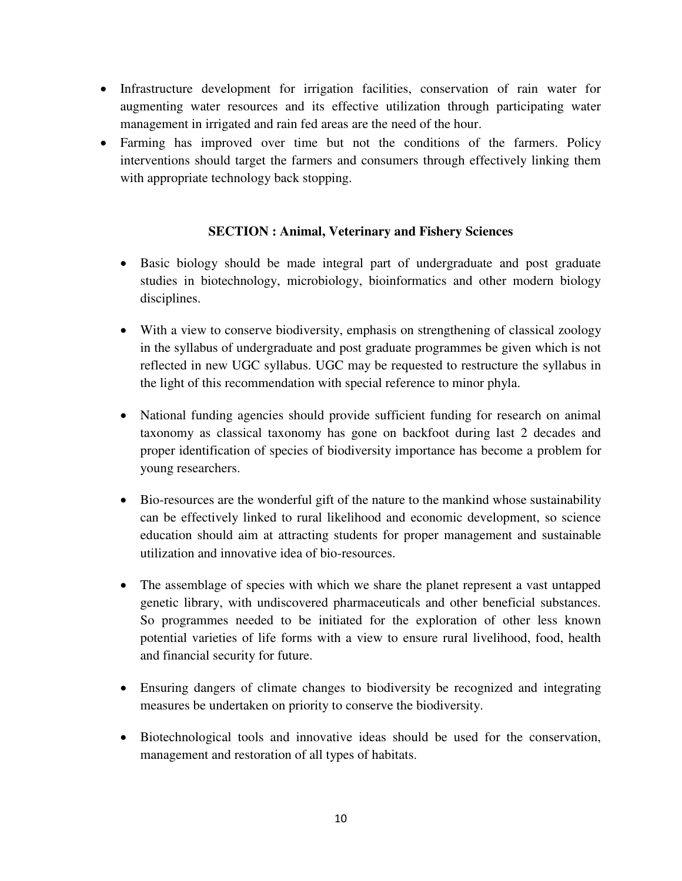- Infrastructure development for irrigation facilities, conservation of rain water for augmenting water resources and its effective utilization through participating water management in irrigated and rain fed areas are the need of the hour.
- Farming has improved over time but not the conditions of the farmers. Policy interventions should target the farmers and consumers through effectively linking them with appropriate technology back stopping.

**SECTION : Animal, Veterinary and Fishery Sciences**

- Basic biology should be made integral part of undergraduate and post graduate studies in biotechnology, microbiology, bioinformatics and other modern biology disciplines.

- With a view to conserve biodiversity, emphasis on strengthening of classical zoology in the syllabus of undergraduate and post graduate programmes be given which is not reflected in new UGC syllabus. UGC may be requested to restructure the syllabus in the light of this recommendation with special reference to minor phyla.

- National funding agencies should provide sufficient funding for research on animal taxonomy as classical taxonomy has gone on backfoot during last 2 decades and proper identification of species of biodiversity importance has become a problem for young researchers.

- Bio-resources are the wonderful gift of the nature to the mankind whose sustainability can be effectively linked to rural likelihood and economic development, so science education should aim at attracting students for proper management and sustainable utilization and innovative idea of bio-resources.

- The assemblage of species with which we share the planet represent a vast untapped genetic library, with undiscovered pharmaceuticals and other beneficial substances. So programmes needed to be initiated for the exploration of other less known potential varieties of life forms with a view to ensure rural livelihood, food, health and financial security for future.

- Ensuring dangers of climate changes to biodiversity be recognized and integrating measures be undertaken on priority to conserve the biodiversity.

- Biotechnological tools and innovative ideas should be used for the conservation, management and restoration of all types of habitats.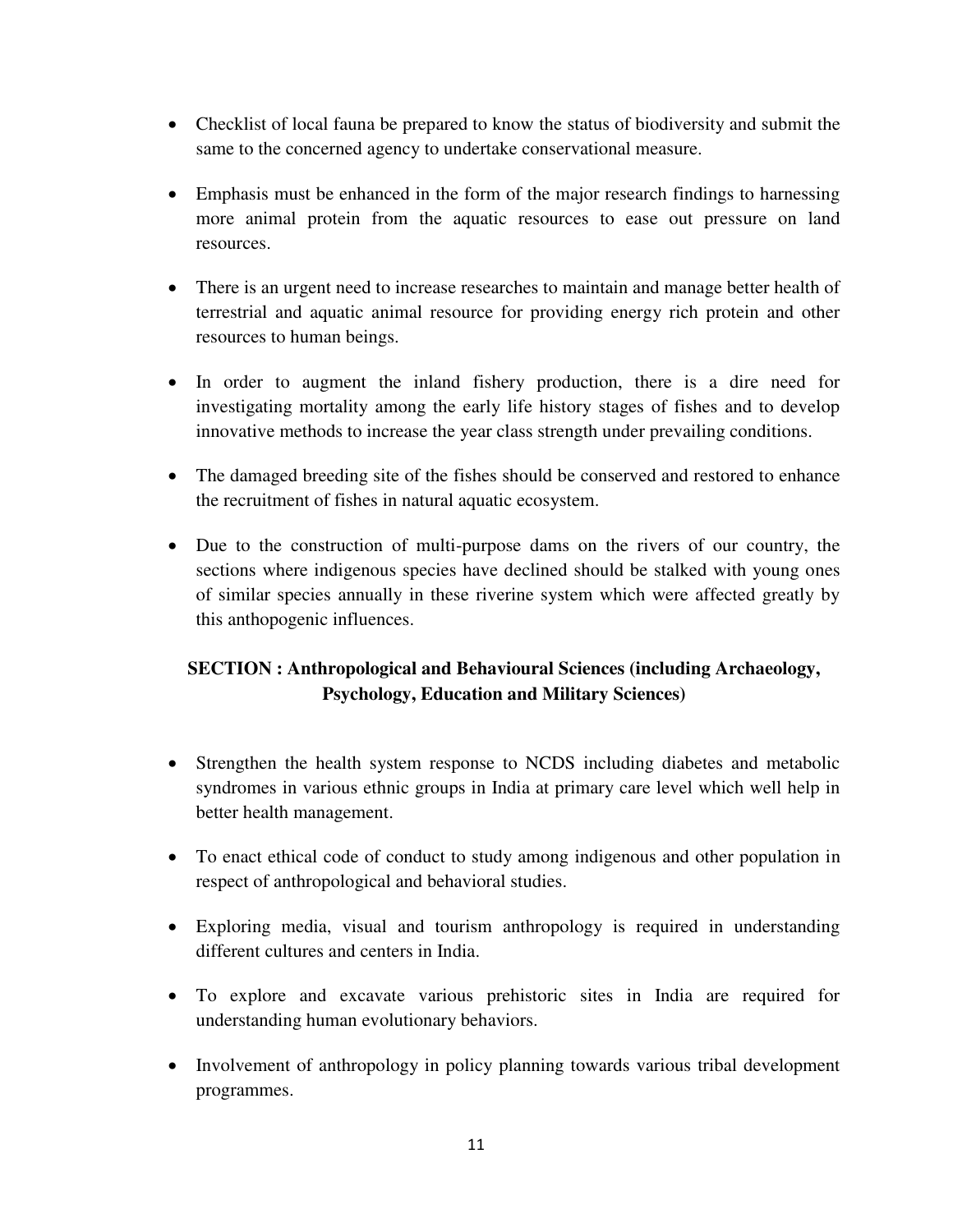- Checklist of local fauna be prepared to know the status of biodiversity and submit the same to the concerned agency to undertake conservational measure.
- Emphasis must be enhanced in the form of the major research findings to harnessing more animal protein from the aquatic resources to ease out pressure on land resources.
- There is an urgent need to increase researches to maintain and manage better health of terrestrial and aquatic animal resource for providing energy rich protein and other resources to human beings.
- In order to augment the inland fishery production, there is a dire need for investigating mortality among the early life history stages of fishes and to develop innovative methods to increase the year class strength under prevailing conditions.
- The damaged breeding site of the fishes should be conserved and restored to enhance the recruitment of fishes in natural aquatic ecosystem.
- Due to the construction of multi-purpose dams on the rivers of our country, the sections where indigenous species have declined should be stalked with young ones of similar species annually in these riverine system which were affected greatly by this anthopogenic influences.

**SECTION : Anthropological and Behavioural Sciences (including Archaeology, Psychology, Education and Military Sciences)**

- Strengthen the health system response to NCDS including diabetes and metabolic syndromes in various ethnic groups in India at primary care level which well help in better health management.
- To enact ethical code of conduct to study among indigenous and other population in respect of anthropological and behavioral studies.
- Exploring media, visual and tourism anthropology is required in understanding different cultures and centers in India.
- To explore and excavate various prehistoric sites in India are required for understanding human evolutionary behaviors.
- Involvement of anthropology in policy planning towards various tribal development programmes.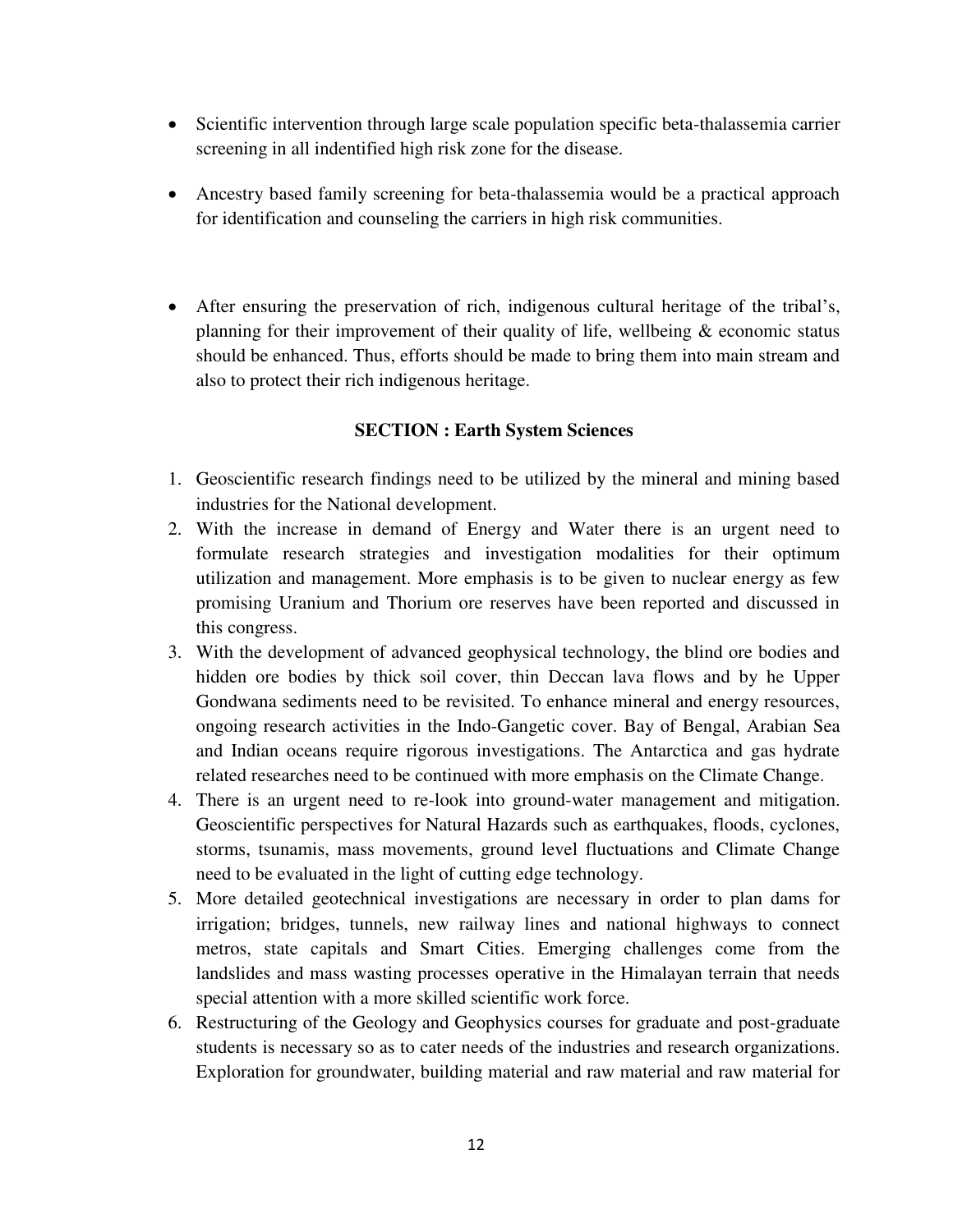- Scientific intervention through large scale population specific beta-thalassemia carrier screening in all indentified high risk zone for the disease.

- Ancestry based family screening for beta-thalassemia would be a practical approach for identification and counseling the carriers in high risk communities.

- After ensuring the preservation of rich, indigenous cultural heritage of the tribal's, planning for their improvement of their quality of life, wellbeing & economic status should be enhanced. Thus, efforts should be made to bring them into main stream and also to protect their rich indigenous heritage.

### SECTION : Earth System Sciences

1. Geoscientific research findings need to be utilized by the mineral and mining based industries for the National development.
2. With the increase in demand of Energy and Water there is an urgent need to formulate research strategies and investigation modalities for their optimum utilization and management. More emphasis is to be given to nuclear energy as few promising Uranium and Thorium ore reserves have been reported and discussed in this congress.
3. With the development of advanced geophysical technology, the blind ore bodies and hidden ore bodies by thick soil cover, thin Deccan lava flows and by he Upper Gondwana sediments need to be revisited. To enhance mineral and energy resources, ongoing research activities in the Indo-Gangetic cover. Bay of Bengal, Arabian Sea and Indian oceans require rigorous investigations. The Antarctica and gas hydrate related researches need to be continued with more emphasis on the Climate Change.
4. There is an urgent need to re-look into ground-water management and mitigation. Geoscientific perspectives for Natural Hazards such as earthquakes, floods, cyclones, storms, tsunamis, mass movements, ground level fluctuations and Climate Change need to be evaluated in the light of cutting edge technology.
5. More detailed geotechnical investigations are necessary in order to plan dams for irrigation; bridges, tunnels, new railway lines and national highways to connect metros, state capitals and Smart Cities. Emerging challenges come from the landslides and mass wasting processes operative in the Himalayan terrain that needs special attention with a more skilled scientific work force.
6. Restructuring of the Geology and Geophysics courses for graduate and post-graduate students is necessary so as to cater needs of the industries and research organizations. Exploration for groundwater, building material and raw material and raw material for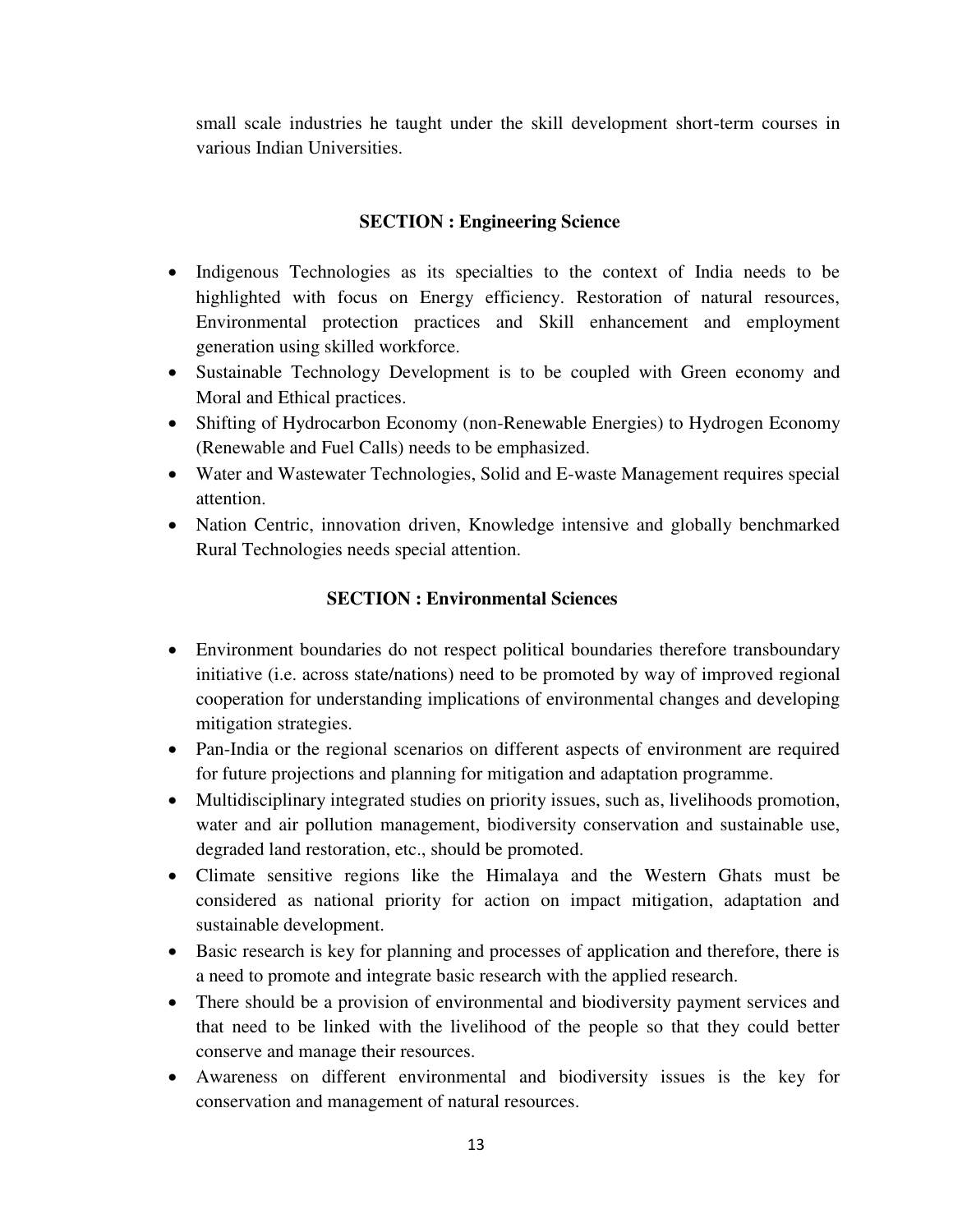small scale industries he taught under the skill development short-term courses in various Indian Universities.

## SECTION : Engineering Science

- Indigenous Technologies as its specialties to the context of India needs to be highlighted with focus on Energy efficiency. Restoration of natural resources, Environmental protection practices and Skill enhancement and employment generation using skilled workforce.
- Sustainable Technology Development is to be coupled with Green economy and Moral and Ethical practices.
- Shifting of Hydrocarbon Economy (non-Renewable Energies) to Hydrogen Economy (Renewable and Fuel Calls) needs to be emphasized.
- Water and Wastewater Technologies, Solid and E-waste Management requires special attention.
- Nation Centric, innovation driven, Knowledge intensive and globally benchmarked Rural Technologies needs special attention.

## SECTION : Environmental Sciences

- Environment boundaries do not respect political boundaries therefore transboundary initiative (i.e. across state/nations) need to be promoted by way of improved regional cooperation for understanding implications of environmental changes and developing mitigation strategies.
- Pan-India or the regional scenarios on different aspects of environment are required for future projections and planning for mitigation and adaptation programme.
- Multidisciplinary integrated studies on priority issues, such as, livelihoods promotion, water and air pollution management, biodiversity conservation and sustainable use, degraded land restoration, etc., should be promoted.
- Climate sensitive regions like the Himalaya and the Western Ghats must be considered as national priority for action on impact mitigation, adaptation and sustainable development.
- Basic research is key for planning and processes of application and therefore, there is a need to promote and integrate basic research with the applied research.
- There should be a provision of environmental and biodiversity payment services and that need to be linked with the livelihood of the people so that they could better conserve and manage their resources.
- Awareness on different environmental and biodiversity issues is the key for conservation and management of natural resources.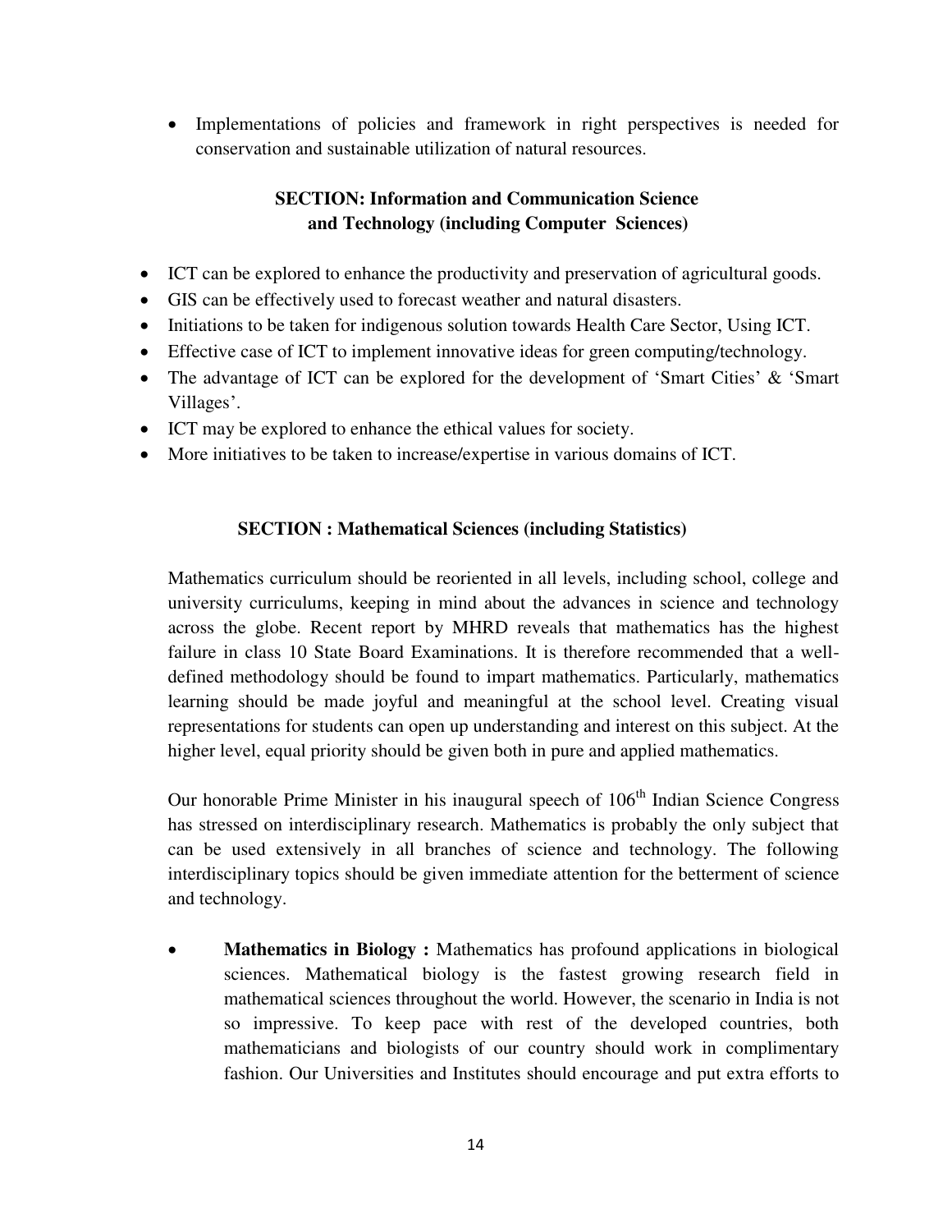- Implementations of policies and framework in right perspectives is needed for conservation and sustainable utilization of natural resources.

## SECTION: Information and Communication Science and Technology (including Computer Sciences)

- ICT can be explored to enhance the productivity and preservation of agricultural goods.
- GIS can be effectively used to forecast weather and natural disasters.
- Initiations to be taken for indigenous solution towards Health Care Sector, Using ICT.
- Effective case of ICT to implement innovative ideas for green computing/technology.
- The advantage of ICT can be explored for the development of 'Smart Cities' & 'Smart Villages'.
- ICT may be explored to enhance the ethical values for society.
- More initiatives to be taken to increase/expertise in various domains of ICT.

## SECTION : Mathematical Sciences (including Statistics)

Mathematics curriculum should be reoriented in all levels, including school, college and university curriculums, keeping in mind about the advances in science and technology across the globe. Recent report by MHRD reveals that mathematics has the highest failure in class 10 State Board Examinations. It is therefore recommended that a well-defined methodology should be found to impart mathematics. Particularly, mathematics learning should be made joyful and meaningful at the school level. Creating visual representations for students can open up understanding and interest on this subject. At the higher level, equal priority should be given both in pure and applied mathematics.

Our honorable Prime Minister in his inaugural speech of 106th Indian Science Congress has stressed on interdisciplinary research. Mathematics is probably the only subject that can be used extensively in all branches of science and technology. The following interdisciplinary topics should be given immediate attention for the betterment of science and technology.

- **Mathematics in Biology :** Mathematics has profound applications in biological sciences. Mathematical biology is the fastest growing research field in mathematical sciences throughout the world. However, the scenario in India is not so impressive. To keep pace with rest of the developed countries, both mathematicians and biologists of our country should work in complimentary fashion. Our Universities and Institutes should encourage and put extra efforts to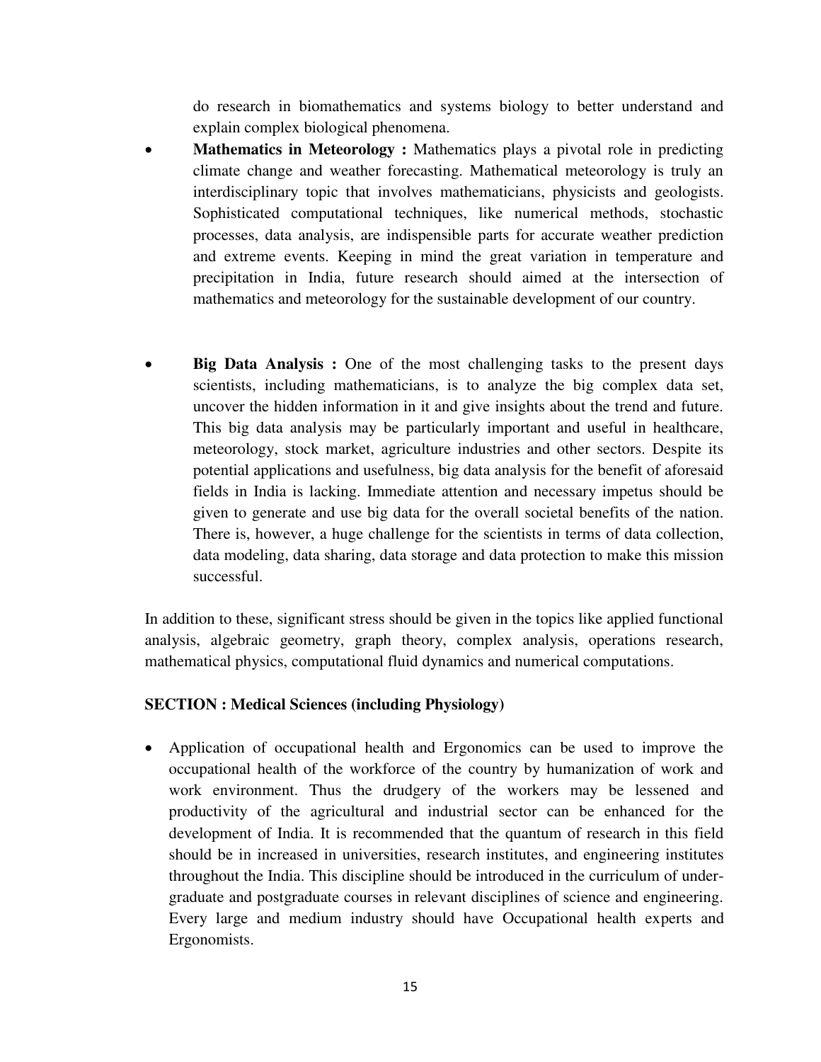do research in biomathematics and systems biology to better understand and explain complex biological phenomena.

- **Mathematics in Meteorology :** Mathematics plays a pivotal role in predicting climate change and weather forecasting. Mathematical meteorology is truly an interdisciplinary topic that involves mathematicians, physicists and geologists. Sophisticated computational techniques, like numerical methods, stochastic processes, data analysis, are indispensible parts for accurate weather prediction and extreme events. Keeping in mind the great variation in temperature and precipitation in India, future research should aimed at the intersection of mathematics and meteorology for the sustainable development of our country.

- **Big Data Analysis :** One of the most challenging tasks to the present days scientists, including mathematicians, is to analyze the big complex data set, uncover the hidden information in it and give insights about the trend and future. This big data analysis may be particularly important and useful in healthcare, meteorology, stock market, agriculture industries and other sectors. Despite its potential applications and usefulness, big data analysis for the benefit of aforesaid fields in India is lacking. Immediate attention and necessary impetus should be given to generate and use big data for the overall societal benefits of the nation. There is, however, a huge challenge for the scientists in terms of data collection, data modeling, data sharing, data storage and data protection to make this mission successful.

In addition to these, significant stress should be given in the topics like applied functional analysis, algebraic geometry, graph theory, complex analysis, operations research, mathematical physics, computational fluid dynamics and numerical computations.

**SECTION : Medical Sciences (including Physiology)**

- Application of occupational health and Ergonomics can be used to improve the occupational health of the workforce of the country by humanization of work and work environment. Thus the drudgery of the workers may be lessened and productivity of the agricultural and industrial sector can be enhanced for the development of India. It is recommended that the quantum of research in this field should be in increased in universities, research institutes, and engineering institutes throughout the India. This discipline should be introduced in the curriculum of under-graduate and postgraduate courses in relevant disciplines of science and engineering. Every large and medium industry should have Occupational health experts and Ergonomists.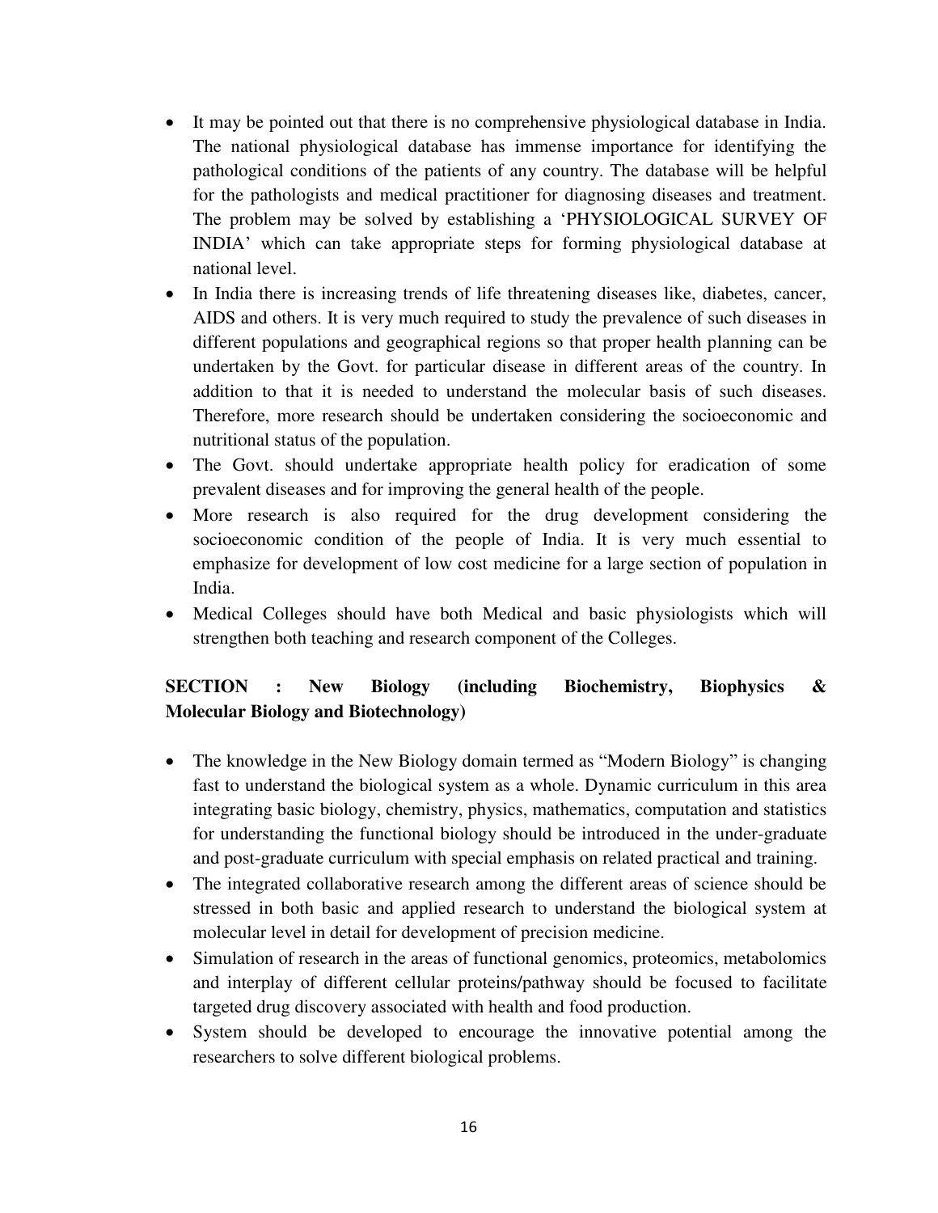- It may be pointed out that there is no comprehensive physiological database in India. The national physiological database has immense importance for identifying the pathological conditions of the patients of any country. The database will be helpful for the pathologists and medical practitioner for diagnosing diseases and treatment. The problem may be solved by establishing a 'PHYSIOLOGICAL SURVEY OF INDIA' which can take appropriate steps for forming physiological database at national level.
- In India there is increasing trends of life threatening diseases like, diabetes, cancer, AIDS and others. It is very much required to study the prevalence of such diseases in different populations and geographical regions so that proper health planning can be undertaken by the Govt. for particular disease in different areas of the country. In addition to that it is needed to understand the molecular basis of such diseases. Therefore, more research should be undertaken considering the socioeconomic and nutritional status of the population.
- The Govt. should undertake appropriate health policy for eradication of some prevalent diseases and for improving the general health of the people.
- More research is also required for the drug development considering the socioeconomic condition of the people of India. It is very much essential to emphasize for development of low cost medicine for a large section of population in India.
- Medical Colleges should have both Medical and basic physiologists which will strengthen both teaching and research component of the Colleges.

## SECTION : New Biology (including Biochemistry, Biophysics & Molecular Biology and Biotechnology)

- The knowledge in the New Biology domain termed as "Modern Biology" is changing fast to understand the biological system as a whole. Dynamic curriculum in this area integrating basic biology, chemistry, physics, mathematics, computation and statistics for understanding the functional biology should be introduced in the under-graduate and post-graduate curriculum with special emphasis on related practical and training.
- The integrated collaborative research among the different areas of science should be stressed in both basic and applied research to understand the biological system at molecular level in detail for development of precision medicine.
- Simulation of research in the areas of functional genomics, proteomics, metabolomics and interplay of different cellular proteins/pathway should be focused to facilitate targeted drug discovery associated with health and food production.
- System should be developed to encourage the innovative potential among the researchers to solve different biological problems.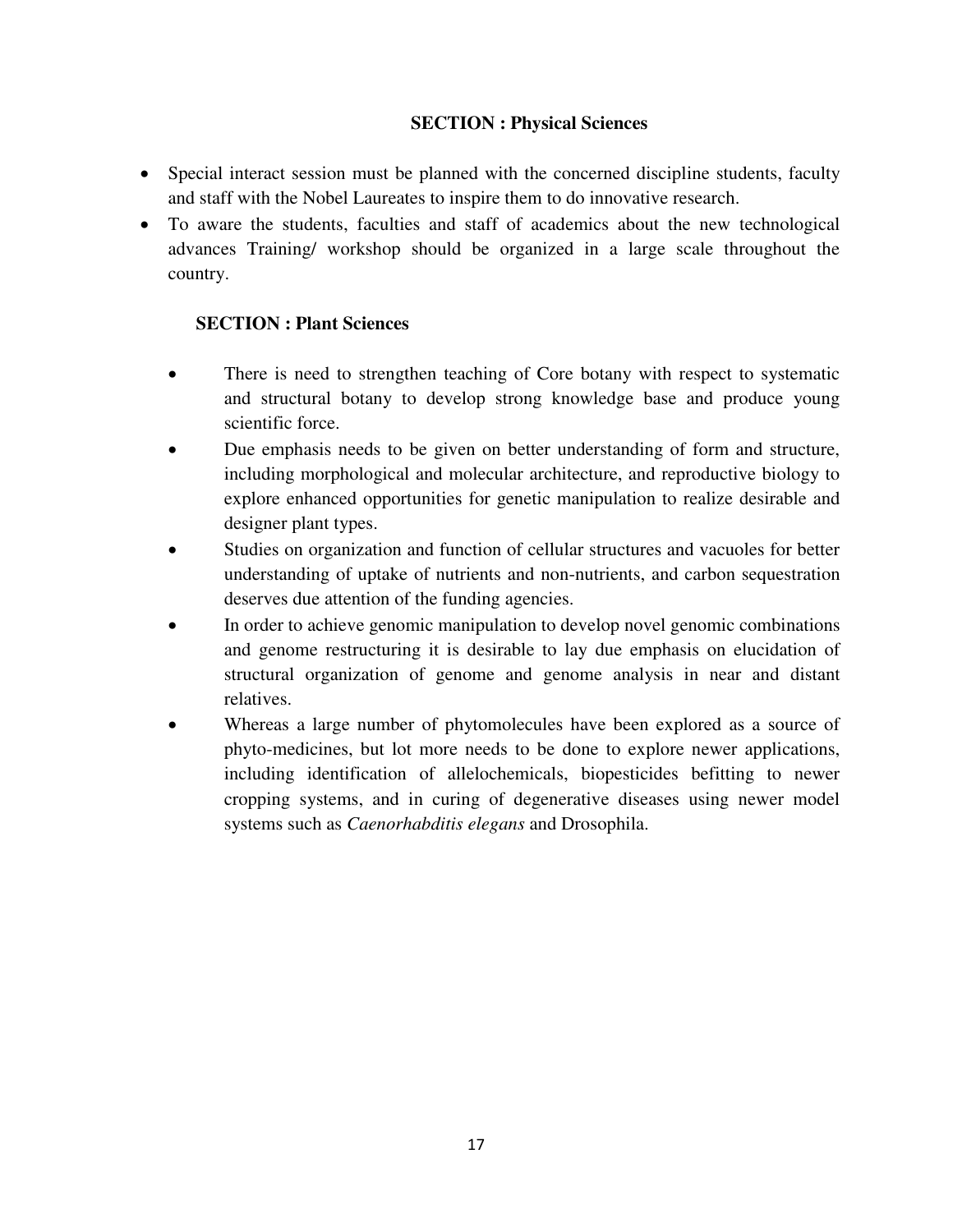## SECTION : Physical Sciences

- Special interact session must be planned with the concerned discipline students, faculty and staff with the Nobel Laureates to inspire them to do innovative research.
- To aware the students, faculties and staff of academics about the new technological advances Training/ workshop should be organized in a large scale throughout the country.

## SECTION : Plant Sciences

- There is need to strengthen teaching of Core botany with respect to systematic and structural botany to develop strong knowledge base and produce young scientific force.
- Due emphasis needs to be given on better understanding of form and structure, including morphological and molecular architecture, and reproductive biology to explore enhanced opportunities for genetic manipulation to realize desirable and designer plant types.
- Studies on organization and function of cellular structures and vacuoles for better understanding of uptake of nutrients and non-nutrients, and carbon sequestration deserves due attention of the funding agencies.
- In order to achieve genomic manipulation to develop novel genomic combinations and genome restructuring it is desirable to lay due emphasis on elucidation of structural organization of genome and genome analysis in near and distant relatives.
- Whereas a large number of phytomolecules have been explored as a source of phyto-medicines, but lot more needs to be done to explore newer applications, including identification of allelochemicals, biopesticides befitting to newer cropping systems, and in curing of degenerative diseases using newer model systems such as *Caenorhabditis elegans* and Drosophila.